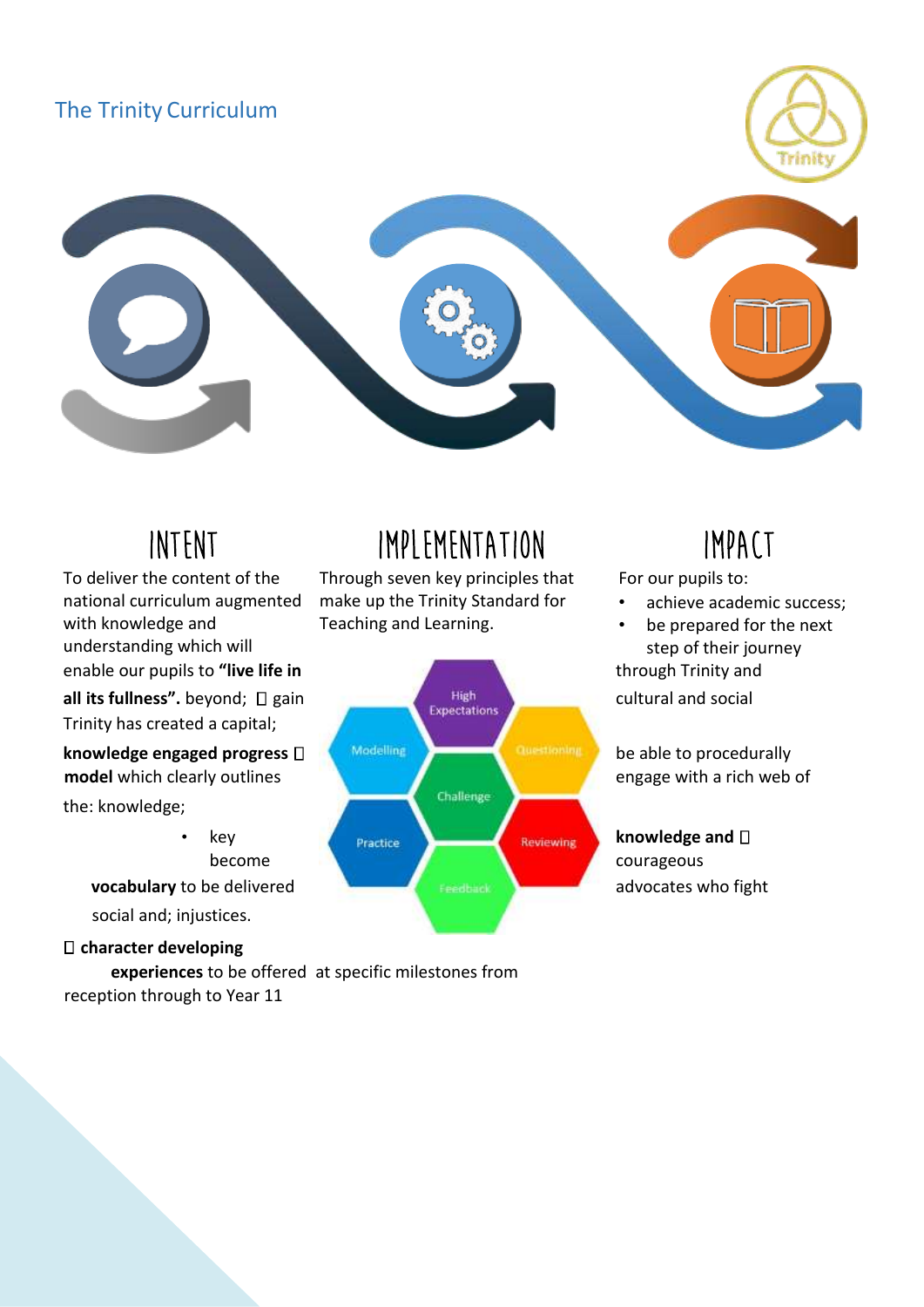The Trinity Curriculum

# INTENT

To deliver the content of the national curriculum augmented with knowledge and understanding which will enable our pupils to **"live life in all its fullness".** beyond;  gain Trinity has created a capital;

**knowledge engaged progress  model** which clearly outlines the: knowledge;

- key become

**vocabulary** to be delivered social and; injustices.

 **character developing experiences** to be offered at specific milestones from reception through to Year 11

# IMPLEMENTATION

Through seven key principles that make up the Trinity Standard for Teaching and Learning.

High Expectations

Modelling

Questioning

Challenge

Practice

Reviewing

Feedback

# IMPACT

For our pupils to:

- achieve academic success;
- be prepared for the next step of their journey

through Trinity and

cultural and social

be able to procedurally engage with a rich web of

**knowledge and**  courageous advocates who fight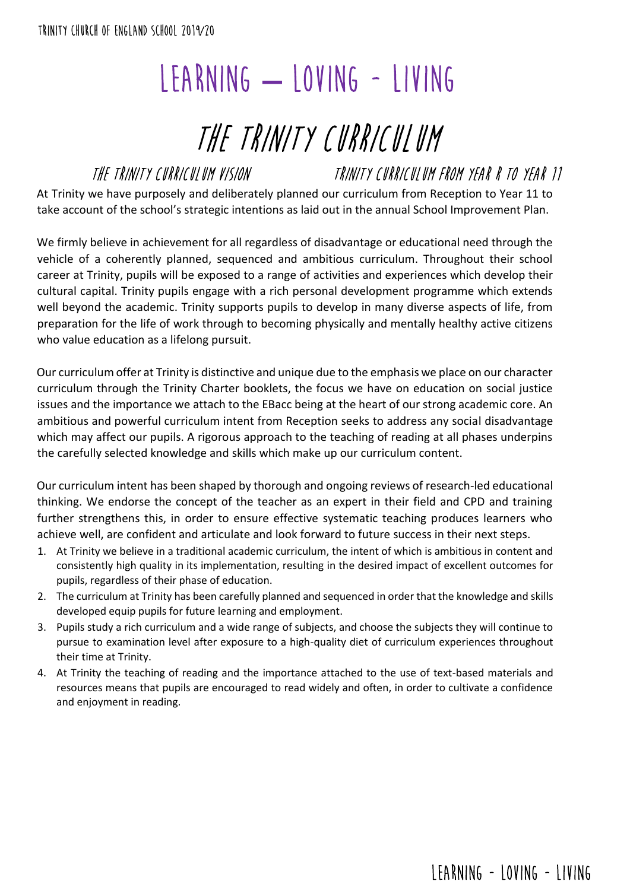# Learning – Loving - Living

# The Trinity Curriculum

## The Trinity Curriculum Vision

## Trinity Curriculum from Year R to Year 11

At Trinity we have purposely and deliberately planned our curriculum from Reception to Year 11 to take account of the school's strategic intentions as laid out in the annual School Improvement Plan.

We firmly believe in achievement for all regardless of disadvantage or educational need through the vehicle of a coherently planned, sequenced and ambitious curriculum. Throughout their school career at Trinity, pupils will be exposed to a range of activities and experiences which develop their cultural capital. Trinity pupils engage with a rich personal development programme which extends well beyond the academic. Trinity supports pupils to develop in many diverse aspects of life, from preparation for the life of work through to becoming physically and mentally healthy active citizens who value education as a lifelong pursuit.

Our curriculum offer at Trinity is distinctive and unique due to the emphasis we place on our character curriculum through the Trinity Charter booklets, the focus we have on education on social justice issues and the importance we attach to the EBacc being at the heart of our strong academic core. An ambitious and powerful curriculum intent from Reception seeks to address any social disadvantage which may affect our pupils. A rigorous approach to the teaching of reading at all phases underpins the carefully selected knowledge and skills which make up our curriculum content.

Our curriculum intent has been shaped by thorough and ongoing reviews of research-led educational thinking. We endorse the concept of the teacher as an expert in their field and CPD and training further strengthens this, in order to ensure effective systematic teaching produces learners who achieve well, are confident and articulate and look forward to future success in their next steps.

1. At Trinity we believe in a traditional academic curriculum, the intent of which is ambitious in content and consistently high quality in its implementation, resulting in the desired impact of excellent outcomes for pupils, regardless of their phase of education.
2. The curriculum at Trinity has been carefully planned and sequenced in order that the knowledge and skills developed equip pupils for future learning and employment.
3. Pupils study a rich curriculum and a wide range of subjects, and choose the subjects they will continue to pursue to examination level after exposure to a high-quality diet of curriculum experiences throughout their time at Trinity.
4. At Trinity the teaching of reading and the importance attached to the use of text-based materials and resources means that pupils are encouraged to read widely and often, in order to cultivate a confidence and enjoyment in reading.